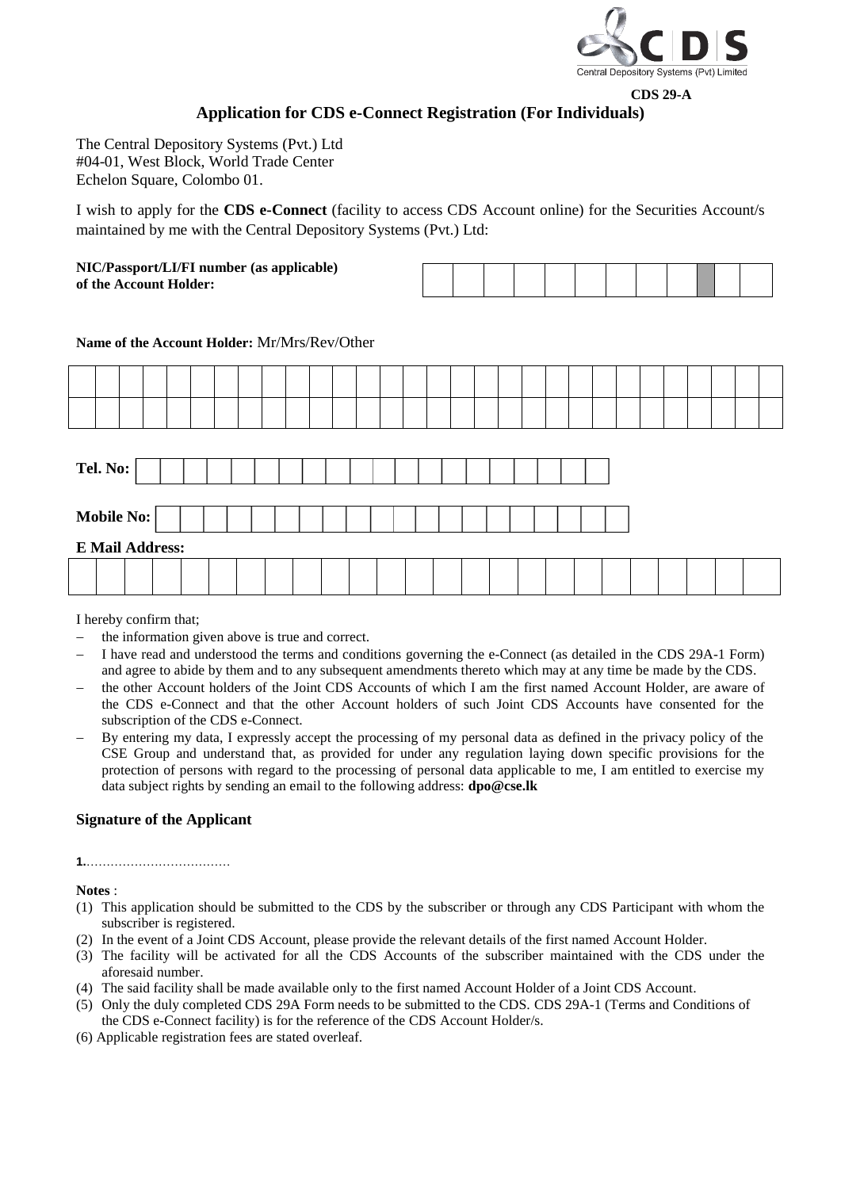Central Depository Systems (Pvt) Limited

**CDS 29-A**

## Application for CDS e-Connect Registration (For Individuals)

The Central Depository Systems (Pvt.) Ltd
#04-01, West Block, World Trade Center
Echelon Square, Colombo 01.

I wish to apply for the **CDS e-Connect** (facility to access CDS Account online) for the Securities Account/s maintained by me with the Central Depository Systems (Pvt.) Ltd:

**NIC/Passport/LI/FI number (as applicable) of the Account Holder:**

**Name of the Account Holder:** Mr/Mrs/Rev/Other

**Tel. No:**

**Mobile No:**

**E Mail Address:**

I hereby confirm that;

- the information given above is true and correct.
- I have read and understood the terms and conditions governing the e-Connect (as detailed in the CDS 29A-1 Form) and agree to abide by them and to any subsequent amendments thereto which may at any time be made by the CDS.
- the other Account holders of the Joint CDS Accounts of which I am the first named Account Holder, are aware of the CDS e-Connect and that the other Account holders of such Joint CDS Accounts have consented for the subscription of the CDS e-Connect.
- By entering my data, I expressly accept the processing of my personal data as defined in the privacy policy of the CSE Group and understand that, as provided for under any regulation laying down specific provisions for the protection of persons with regard to the processing of personal data applicable to me, I am entitled to exercise my data subject rights by sending an email to the following address: **dpo@cse.lk**

### Signature of the Applicant

1.……………………………

**Notes** :

(1) This application should be submitted to the CDS by the subscriber or through any CDS Participant with whom the subscriber is registered.
(2) In the event of a Joint CDS Account, please provide the relevant details of the first named Account Holder.
(3) The facility will be activated for all the CDS Accounts of the subscriber maintained with the CDS under the aforesaid number.
(4) The said facility shall be made available only to the first named Account Holder of a Joint CDS Account.
(5) Only the duly completed CDS 29A Form needs to be submitted to the CDS. CDS 29A-1 (Terms and Conditions of the CDS e-Connect facility) is for the reference of the CDS Account Holder/s.
(6) Applicable registration fees are stated overleaf.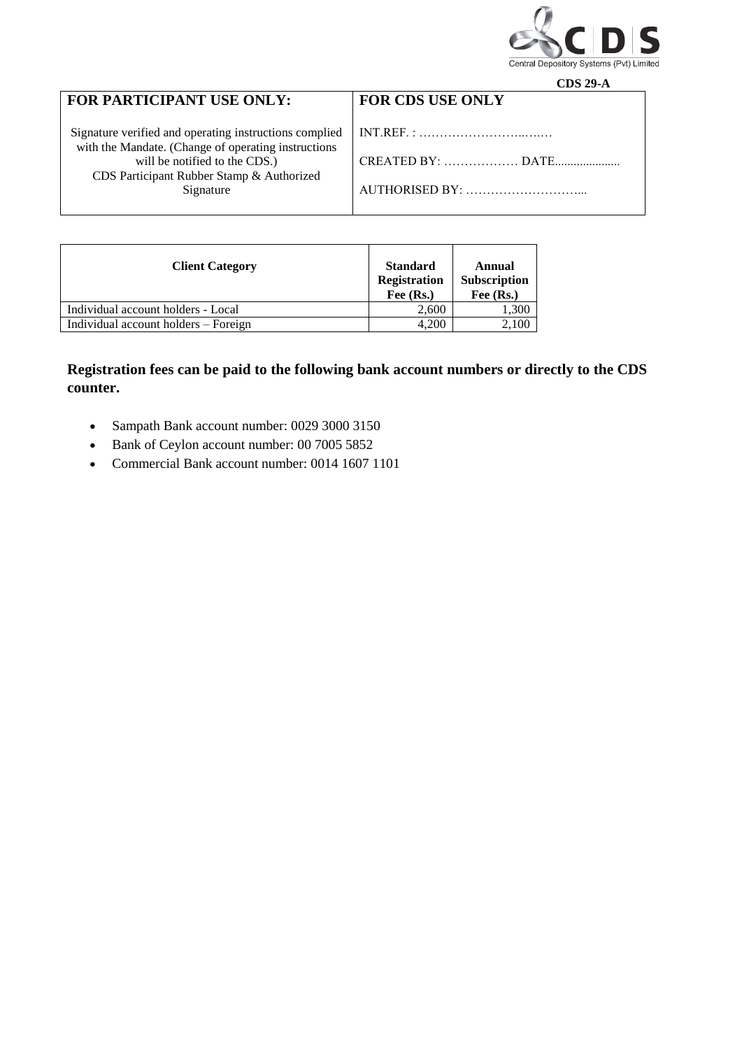**CDS 29-A**

| FOR PARTICIPANT USE ONLY: | FOR CDS USE ONLY |
|---|---|
| Signature verified and operating instructions complied with the Mandate. (Change of operating instructions will be notified to the CDS.)<br>CDS Participant Rubber Stamp & Authorized Signature | INT.REF. : ……………………..……<br>CREATED BY: ……………… DATE.....................<br>AUTHORISED BY: ………………………... |

| Client Category | Standard Registration Fee (Rs.) | Annual Subscription Fee (Rs.) |
|---|---|---|
| Individual account holders - Local | 2,600 | 1,300 |
| Individual account holders – Foreign | 4,200 | 2,100 |

**Registration fees can be paid to the following bank account numbers or directly to the CDS counter.**

- Sampath Bank account number: 0029 3000 3150
- Bank of Ceylon account number: 00 7005 5852
- Commercial Bank account number: 0014 1607 1101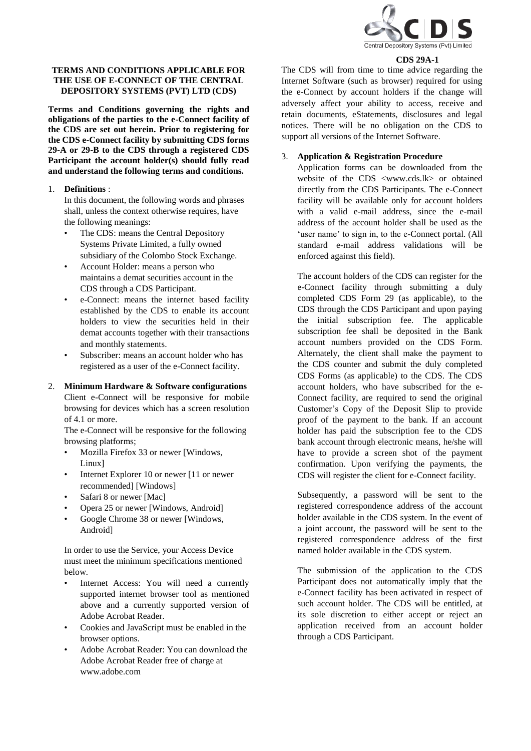CDS 29A-1

**TERMS AND CONDITIONS APPLICABLE FOR THE USE OF E-CONNECT OF THE CENTRAL DEPOSITORY SYSTEMS (PVT) LTD (CDS)**

**Terms and Conditions governing the rights and obligations of the parties to the e-Connect facility of the CDS are set out herein. Prior to registering for the CDS e-Connect facility by submitting CDS forms 29-A or 29-B to the CDS through a registered CDS Participant the account holder(s) should fully read and understand the following terms and conditions.**

1. **Definitions** :

   In this document, the following words and phrases shall, unless the context otherwise requires, have the following meanings:

   - The CDS: means the Central Depository Systems Private Limited, a fully owned subsidiary of the Colombo Stock Exchange.
   - Account Holder: means a person who maintains a demat securities account in the CDS through a CDS Participant.
   - e-Connect: means the internet based facility established by the CDS to enable its account holders to view the securities held in their demat accounts together with their transactions and monthly statements.
   - Subscriber: means an account holder who has registered as a user of the e-Connect facility.

2. **Minimum Hardware & Software configurations**

   Client e-Connect will be responsive for mobile browsing for devices which has a screen resolution of 4.1 or more.

   The e-Connect will be responsive for the following browsing platforms;

   - Mozilla Firefox 33 or newer [Windows, Linux]
   - Internet Explorer 10 or newer [11 or newer recommended] [Windows]
   - Safari 8 or newer [Mac]
   - Opera 25 or newer [Windows, Android]
   - Google Chrome 38 or newer [Windows, Android]

   In order to use the Service, your Access Device must meet the minimum specifications mentioned below.

   - Internet Access: You will need a currently supported internet browser tool as mentioned above and a currently supported version of Adobe Acrobat Reader.
   - Cookies and JavaScript must be enabled in the browser options.
   - Adobe Acrobat Reader: You can download the Adobe Acrobat Reader free of charge at www.adobe.com

   The CDS will from time to time advice regarding the Internet Software (such as browser) required for using the e-Connect by account holders if the change will adversely affect your ability to access, receive and retain documents, eStatements, disclosures and legal notices. There will be no obligation on the CDS to support all versions of the Internet Software.

3. **Application & Registration Procedure**

   Application forms can be downloaded from the website of the CDS <www.cds.lk> or obtained directly from the CDS Participants. The e-Connect facility will be available only for account holders with a valid e-mail address, since the e-mail address of the account holder shall be used as the 'user name' to sign in, to the e-Connect portal. (All standard e-mail address validations will be enforced against this field).

   The account holders of the CDS can register for the e-Connect facility through submitting a duly completed CDS Form 29 (as applicable), to the CDS through the CDS Participant and upon paying the initial subscription fee. The applicable subscription fee shall be deposited in the Bank account numbers provided on the CDS Form. Alternately, the client shall make the payment to the CDS counter and submit the duly completed CDS Forms (as applicable) to the CDS. The CDS account holders, who have subscribed for the e-Connect facility, are required to send the original Customer's Copy of the Deposit Slip to provide proof of the payment to the bank. If an account holder has paid the subscription fee to the CDS bank account through electronic means, he/she will have to provide a screen shot of the payment confirmation. Upon verifying the payments, the CDS will register the client for e-Connect facility.

   Subsequently, a password will be sent to the registered correspondence address of the account holder available in the CDS system. In the event of a joint account, the password will be sent to the registered correspondence address of the first named holder available in the CDS system.

   The submission of the application to the CDS Participant does not automatically imply that the e-Connect facility has been activated in respect of such account holder. The CDS will be entitled, at its sole discretion to either accept or reject an application received from an account holder through a CDS Participant.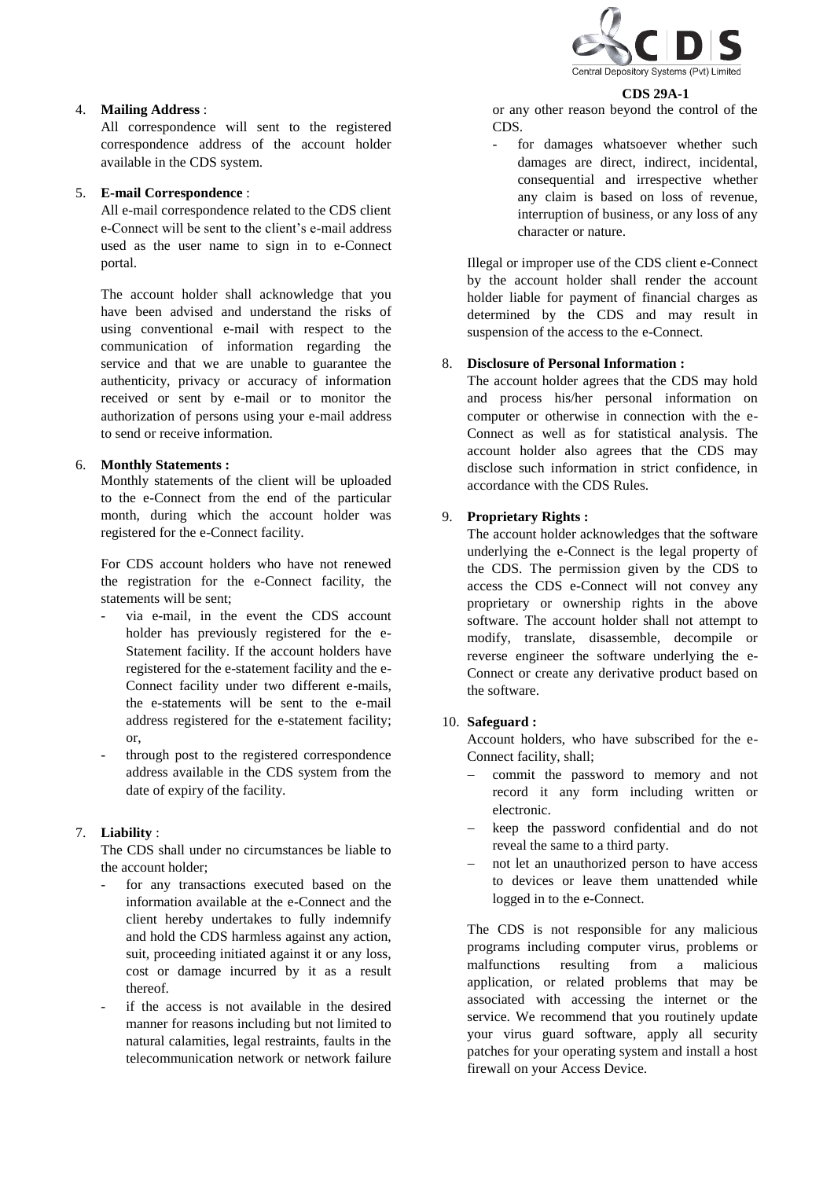**CDS 29A-1**

4. **Mailing Address** :
   All correspondence will sent to the registered correspondence address of the account holder available in the CDS system.

5. **E-mail Correspondence** :
   All e-mail correspondence related to the CDS client e-Connect will be sent to the client's e-mail address used as the user name to sign in to e-Connect portal.

   The account holder shall acknowledge that you have been advised and understand the risks of using conventional e-mail with respect to the communication of information regarding the service and that we are unable to guarantee the authenticity, privacy or accuracy of information received or sent by e-mail or to monitor the authorization of persons using your e-mail address to send or receive information.

6. **Monthly Statements :**
   Monthly statements of the client will be uploaded to the e-Connect from the end of the particular month, during which the account holder was registered for the e-Connect facility.

   For CDS account holders who have not renewed the registration for the e-Connect facility, the statements will be sent;
   - via e-mail, in the event the CDS account holder has previously registered for the e-Statement facility. If the account holders have registered for the e-statement facility and the e-Connect facility under two different e-mails, the e-statements will be sent to the e-mail address registered for the e-statement facility; or,
   - through post to the registered correspondence address available in the CDS system from the date of expiry of the facility.

7. **Liability** :
   The CDS shall under no circumstances be liable to the account holder;
   - for any transactions executed based on the information available at the e-Connect and the client hereby undertakes to fully indemnify and hold the CDS harmless against any action, suit, proceeding initiated against it or any loss, cost or damage incurred by it as a result thereof.
   - if the access is not available in the desired manner for reasons including but not limited to natural calamities, legal restraints, faults in the telecommunication network or network failure or any other reason beyond the control of the CDS.
   - for damages whatsoever whether such damages are direct, indirect, incidental, consequential and irrespective whether any claim is based on loss of revenue, interruption of business, or any loss of any character or nature.

   Illegal or improper use of the CDS client e-Connect by the account holder shall render the account holder liable for payment of financial charges as determined by the CDS and may result in suspension of the access to the e-Connect.

8. **Disclosure of Personal Information :**
   The account holder agrees that the CDS may hold and process his/her personal information on computer or otherwise in connection with the e-Connect as well as for statistical analysis. The account holder also agrees that the CDS may disclose such information in strict confidence, in accordance with the CDS Rules.

9. **Proprietary Rights :**
   The account holder acknowledges that the software underlying the e-Connect is the legal property of the CDS. The permission given by the CDS to access the CDS e-Connect will not convey any proprietary or ownership rights in the above software. The account holder shall not attempt to modify, translate, disassemble, decompile or reverse engineer the software underlying the e-Connect or create any derivative product based on the software.

10. **Safeguard :**
    Account holders, who have subscribed for the e-Connect facility, shall;
    - commit the password to memory and not record it any form including written or electronic.
    - keep the password confidential and do not reveal the same to a third party.
    - not let an unauthorized person to have access to devices or leave them unattended while logged in to the e-Connect.

    The CDS is not responsible for any malicious programs including computer virus, problems or malfunctions resulting from a malicious application, or related problems that may be associated with accessing the internet or the service. We recommend that you routinely update your virus guard software, apply all security patches for your operating system and install a host firewall on your Access Device.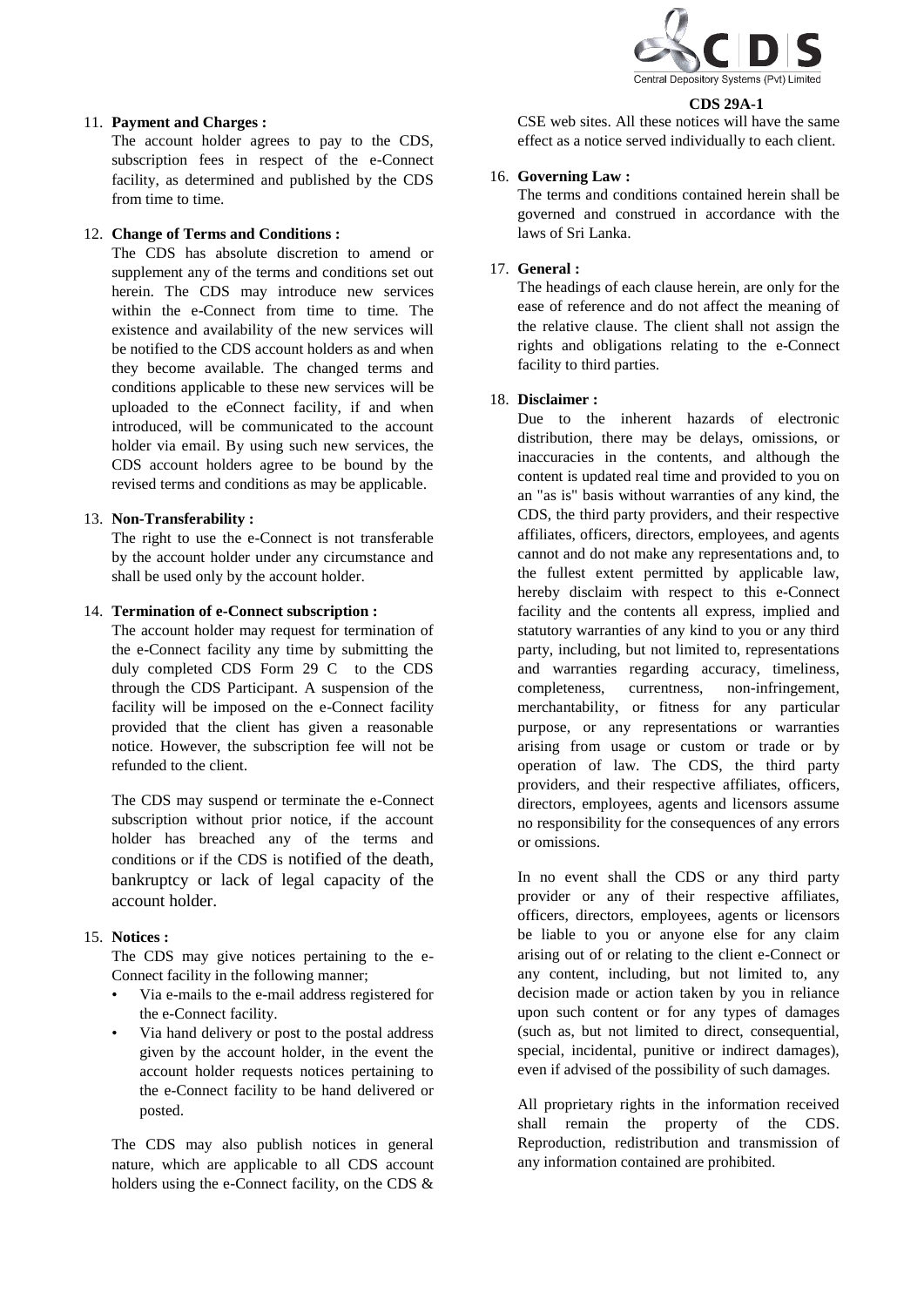**CDS 29A-1**

11. **Payment and Charges :**

    The account holder agrees to pay to the CDS, subscription fees in respect of the e-Connect facility, as determined and published by the CDS from time to time.

12. **Change of Terms and Conditions :**

    The CDS has absolute discretion to amend or supplement any of the terms and conditions set out herein. The CDS may introduce new services within the e-Connect from time to time. The existence and availability of the new services will be notified to the CDS account holders as and when they become available. The changed terms and conditions applicable to these new services will be uploaded to the eConnect facility, if and when introduced, will be communicated to the account holder via email. By using such new services, the CDS account holders agree to be bound by the revised terms and conditions as may be applicable.

13. **Non-Transferability :**

    The right to use the e-Connect is not transferable by the account holder under any circumstance and shall be used only by the account holder.

14. **Termination of e-Connect subscription :**

    The account holder may request for termination of the e-Connect facility any time by submitting the duly completed CDS Form 29 C to the CDS through the CDS Participant. A suspension of the facility will be imposed on the e-Connect facility provided that the client has given a reasonable notice. However, the subscription fee will not be refunded to the client.

    The CDS may suspend or terminate the e-Connect subscription without prior notice, if the account holder has breached any of the terms and conditions or if the CDS is notified of the death, bankruptcy or lack of legal capacity of the account holder.

15. **Notices :**

    The CDS may give notices pertaining to the e-Connect facility in the following manner;

    - Via e-mails to the e-mail address registered for the e-Connect facility.
    - Via hand delivery or post to the postal address given by the account holder, in the event the account holder requests notices pertaining to the e-Connect facility to be hand delivered or posted.

    The CDS may also publish notices in general nature, which are applicable to all CDS account holders using the e-Connect facility, on the CDS & CSE web sites. All these notices will have the same effect as a notice served individually to each client.

16. **Governing Law :**

    The terms and conditions contained herein shall be governed and construed in accordance with the laws of Sri Lanka.

17. **General :**

    The headings of each clause herein, are only for the ease of reference and do not affect the meaning of the relative clause. The client shall not assign the rights and obligations relating to the e-Connect facility to third parties.

18. **Disclaimer :**

    Due to the inherent hazards of electronic distribution, there may be delays, omissions, or inaccuracies in the contents, and although the content is updated real time and provided to you on an "as is" basis without warranties of any kind, the CDS, the third party providers, and their respective affiliates, officers, directors, employees, and agents cannot and do not make any representations and, to the fullest extent permitted by applicable law, hereby disclaim with respect to this e-Connect facility and the contents all express, implied and statutory warranties of any kind to you or any third party, including, but not limited to, representations and warranties regarding accuracy, timeliness, completeness, currentness, non-infringement, merchantability, or fitness for any particular purpose, or any representations or warranties arising from usage or custom or trade or by operation of law. The CDS, the third party providers, and their respective affiliates, officers, directors, employees, agents and licensors assume no responsibility for the consequences of any errors or omissions.

    In no event shall the CDS or any third party provider or any of their respective affiliates, officers, directors, employees, agents or licensors be liable to you or anyone else for any claim arising out of or relating to the client e-Connect or any content, including, but not limited to, any decision made or action taken by you in reliance upon such content or for any types of damages (such as, but not limited to direct, consequential, special, incidental, punitive or indirect damages), even if advised of the possibility of such damages.

    All proprietary rights in the information received shall remain the property of the CDS. Reproduction, redistribution and transmission of any information contained are prohibited.